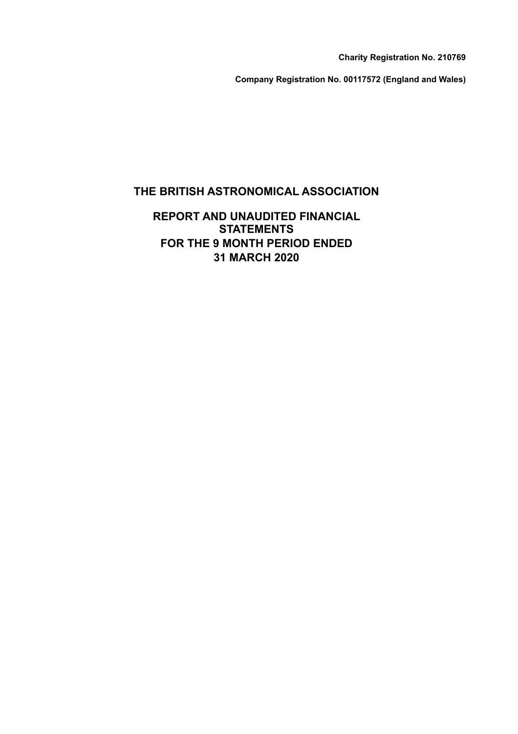**Charity Registration No. 210769**

**Company Registration No. 00117572 (England and Wales)**

# THE BRITISH ASTRONOMICAL ASSOCIATION

## REPORT AND UNAUDITED FINANCIAL STATEMENTS FOR THE 9 MONTH PERIOD ENDED 31 MARCH 2020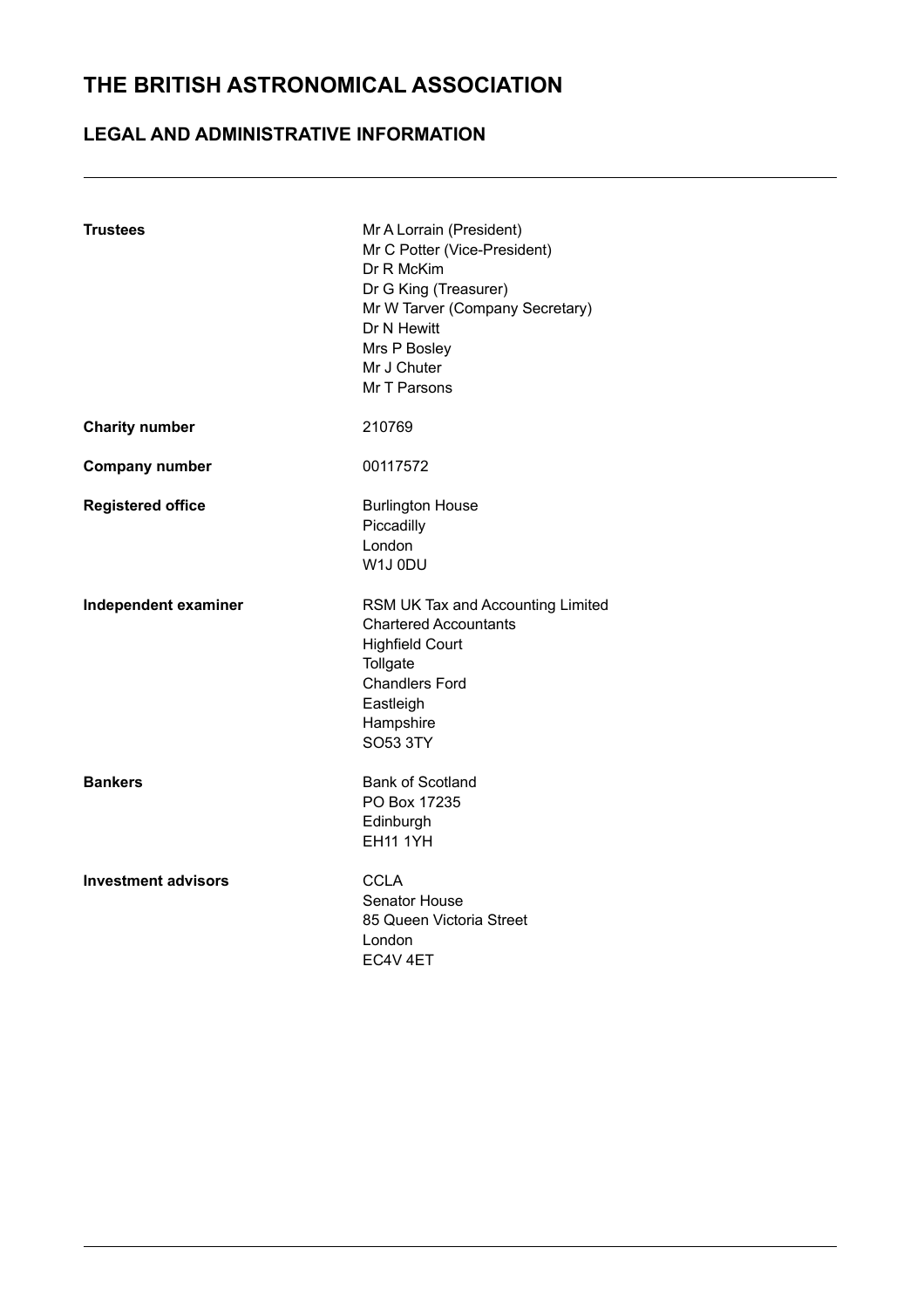# THE BRITISH ASTRONOMICAL ASSOCIATION

## LEGAL AND ADMINISTRATIVE INFORMATION

---

**Trustees**

Mr A Lorrain (President)
Mr C Potter (Vice-President)
Dr R McKim
Dr G King (Treasurer)
Mr W Tarver (Company Secretary)
Dr N Hewitt
Mrs P Bosley
Mr J Chuter
Mr T Parsons

**Charity number**

210769

**Company number**

00117572

**Registered office**

Burlington House
Piccadilly
London
W1J 0DU

**Independent examiner**

RSM UK Tax and Accounting Limited
Chartered Accountants
Highfield Court
Tollgate
Chandlers Ford
Eastleigh
Hampshire
SO53 3TY

**Bankers**

Bank of Scotland
PO Box 17235
Edinburgh
EH11 1YH

**Investment advisors**

CCLA
Senator House
85 Queen Victoria Street
London
EC4V 4ET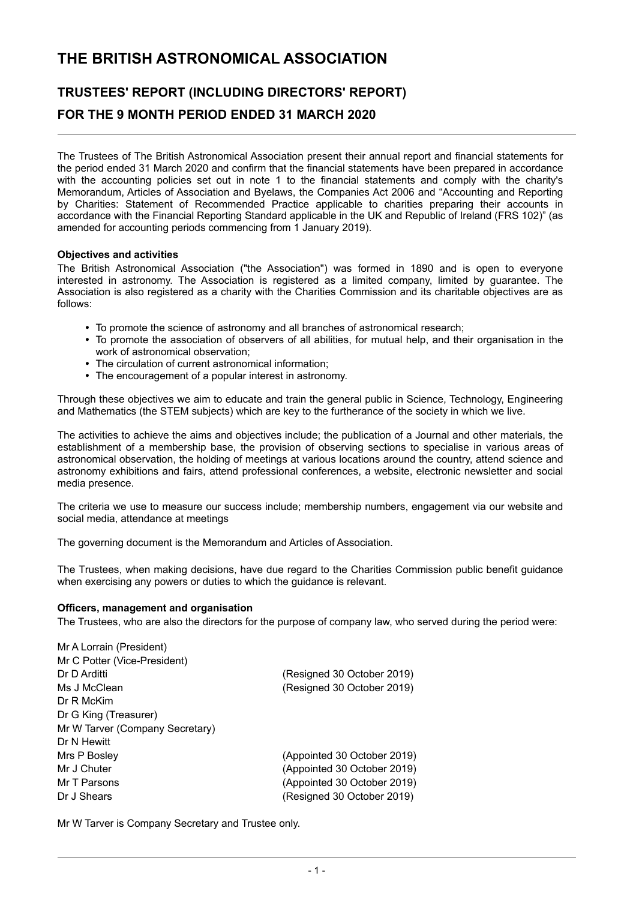# THE BRITISH ASTRONOMICAL ASSOCIATION

## TRUSTEES' REPORT (INCLUDING DIRECTORS' REPORT)

## FOR THE 9 MONTH PERIOD ENDED 31 MARCH 2020

The Trustees of The British Astronomical Association present their annual report and financial statements for the period ended 31 March 2020 and confirm that the financial statements have been prepared in accordance with the accounting policies set out in note 1 to the financial statements and comply with the charity's Memorandum, Articles of Association and Byelaws, the Companies Act 2006 and "Accounting and Reporting by Charities: Statement of Recommended Practice applicable to charities preparing their accounts in accordance with the Financial Reporting Standard applicable in the UK and Republic of Ireland (FRS 102)" (as amended for accounting periods commencing from 1 January 2019).

**Objectives and activities**

The British Astronomical Association ("the Association") was formed in 1890 and is open to everyone interested in astronomy. The Association is registered as a limited company, limited by guarantee. The Association is also registered as a charity with the Charities Commission and its charitable objectives are as follows:

- To promote the science of astronomy and all branches of astronomical research;
- To promote the association of observers of all abilities, for mutual help, and their organisation in the work of astronomical observation;
- The circulation of current astronomical information;
- The encouragement of a popular interest in astronomy.

Through these objectives we aim to educate and train the general public in Science, Technology, Engineering and Mathematics (the STEM subjects) which are key to the furtherance of the society in which we live.

The activities to achieve the aims and objectives include; the publication of a Journal and other materials, the establishment of a membership base, the provision of observing sections to specialise in various areas of astronomical observation, the holding of meetings at various locations around the country, attend science and astronomy exhibitions and fairs, attend professional conferences, a website, electronic newsletter and social media presence.

The criteria we use to measure our success include; membership numbers, engagement via our website and social media, attendance at meetings

The governing document is the Memorandum and Articles of Association.

The Trustees, when making decisions, have due regard to the Charities Commission public benefit guidance when exercising any powers or duties to which the guidance is relevant.

**Officers, management and organisation**

The Trustees, who are also the directors for the purpose of company law, who served during the period were:

| | |
|---|---|
| Mr A Lorrain (President) | |
| Mr C Potter (Vice-President) | |
| Dr D Arditti | (Resigned 30 October 2019) |
| Ms J McClean | (Resigned 30 October 2019) |
| Dr R McKim | |
| Dr G King (Treasurer) | |
| Mr W Tarver (Company Secretary) | |
| Dr N Hewitt | |
| Mrs P Bosley | (Appointed 30 October 2019) |
| Mr J Chuter | (Appointed 30 October 2019) |
| Mr T Parsons | (Appointed 30 October 2019) |
| Dr J Shears | (Resigned 30 October 2019) |

Mr W Tarver is Company Secretary and Trustee only.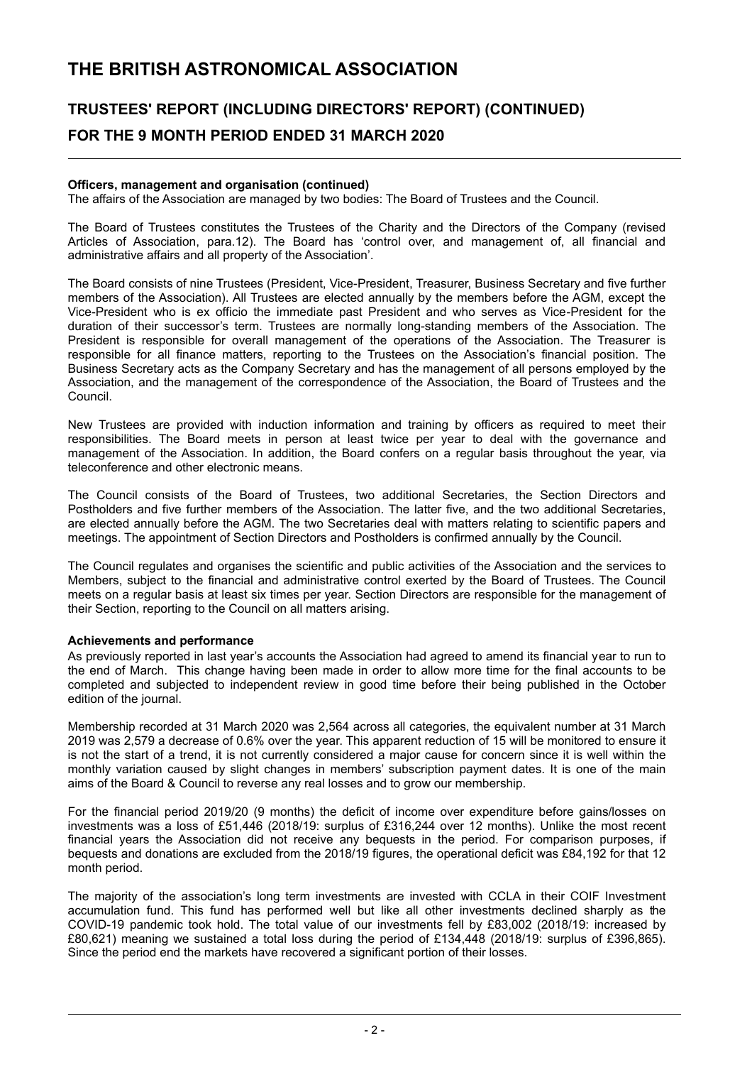# THE BRITISH ASTRONOMICAL ASSOCIATION

## TRUSTEES' REPORT (INCLUDING DIRECTORS' REPORT) (CONTINUED)

## FOR THE 9 MONTH PERIOD ENDED 31 MARCH 2020

**Officers, management and organisation (continued)**
The affairs of the Association are managed by two bodies: The Board of Trustees and the Council.

The Board of Trustees constitutes the Trustees of the Charity and the Directors of the Company (revised Articles of Association, para.12). The Board has 'control over, and management of, all financial and administrative affairs and all property of the Association'.

The Board consists of nine Trustees (President, Vice-President, Treasurer, Business Secretary and five further members of the Association). All Trustees are elected annually by the members before the AGM, except the Vice-President who is ex officio the immediate past President and who serves as Vice-President for the duration of their successor's term. Trustees are normally long-standing members of the Association. The President is responsible for overall management of the operations of the Association. The Treasurer is responsible for all finance matters, reporting to the Trustees on the Association's financial position. The Business Secretary acts as the Company Secretary and has the management of all persons employed by the Association, and the management of the correspondence of the Association, the Board of Trustees and the Council.

New Trustees are provided with induction information and training by officers as required to meet their responsibilities. The Board meets in person at least twice per year to deal with the governance and management of the Association. In addition, the Board confers on a regular basis throughout the year, via teleconference and other electronic means.

The Council consists of the Board of Trustees, two additional Secretaries, the Section Directors and Postholders and five further members of the Association. The latter five, and the two additional Secretaries, are elected annually before the AGM. The two Secretaries deal with matters relating to scientific papers and meetings. The appointment of Section Directors and Postholders is confirmed annually by the Council.

The Council regulates and organises the scientific and public activities of the Association and the services to Members, subject to the financial and administrative control exerted by the Board of Trustees. The Council meets on a regular basis at least six times per year. Section Directors are responsible for the management of their Section, reporting to the Council on all matters arising.

**Achievements and performance**
As previously reported in last year's accounts the Association had agreed to amend its financial year to run to the end of March. This change having been made in order to allow more time for the final accounts to be completed and subjected to independent review in good time before their being published in the October edition of the journal.

Membership recorded at 31 March 2020 was 2,564 across all categories, the equivalent number at 31 March 2019 was 2,579 a decrease of 0.6% over the year. This apparent reduction of 15 will be monitored to ensure it is not the start of a trend, it is not currently considered a major cause for concern since it is well within the monthly variation caused by slight changes in members' subscription payment dates. It is one of the main aims of the Board & Council to reverse any real losses and to grow our membership.

For the financial period 2019/20 (9 months) the deficit of income over expenditure before gains/losses on investments was a loss of £51,446 (2018/19: surplus of £316,244 over 12 months). Unlike the most recent financial years the Association did not receive any bequests in the period. For comparison purposes, if bequests and donations are excluded from the 2018/19 figures, the operational deficit was £84,192 for that 12 month period.

The majority of the association's long term investments are invested with CCLA in their COIF Investment accumulation fund. This fund has performed well but like all other investments declined sharply as the COVID-19 pandemic took hold. The total value of our investments fell by £83,002 (2018/19: increased by £80,621) meaning we sustained a total loss during the period of £134,448 (2018/19: surplus of £396,865). Since the period end the markets have recovered a significant portion of their losses.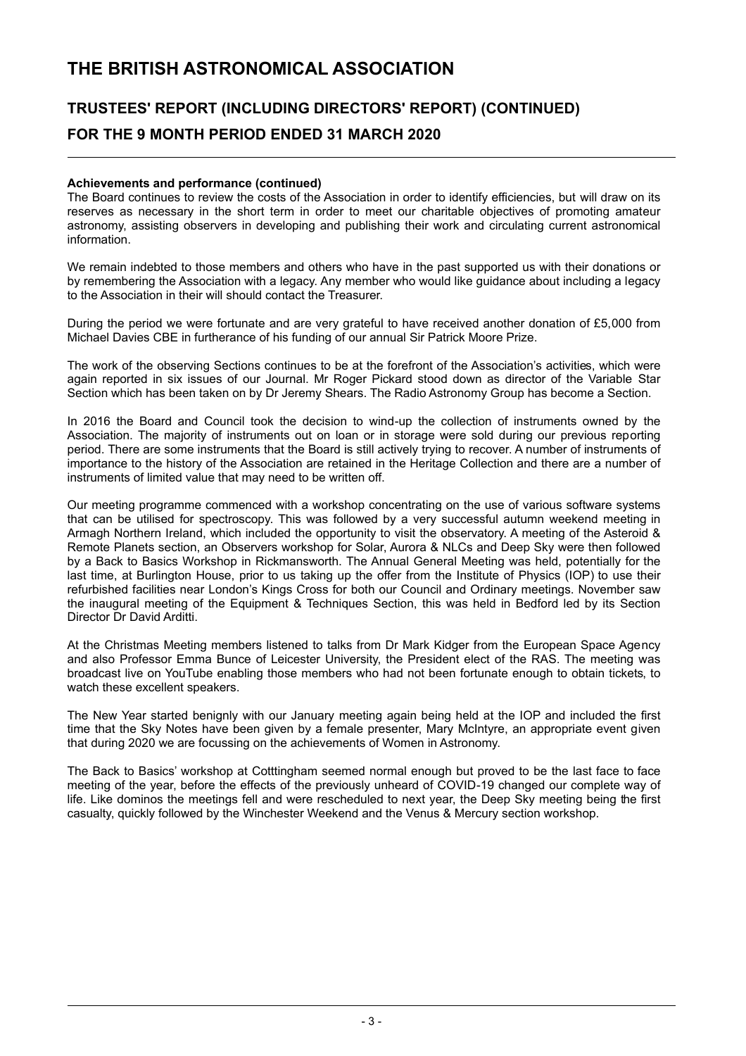**Achievements and performance (continued)**

The Board continues to review the costs of the Association in order to identify efficiencies, but will draw on its reserves as necessary in the short term in order to meet our charitable objectives of promoting amateur astronomy, assisting observers in developing and publishing their work and circulating current astronomical information.

We remain indebted to those members and others who have in the past supported us with their donations or by remembering the Association with a legacy. Any member who would like guidance about including a legacy to the Association in their will should contact the Treasurer.

During the period we were fortunate and are very grateful to have received another donation of £5,000 from Michael Davies CBE in furtherance of his funding of our annual Sir Patrick Moore Prize.

The work of the observing Sections continues to be at the forefront of the Association's activities, which were again reported in six issues of our Journal. Mr Roger Pickard stood down as director of the Variable Star Section which has been taken on by Dr Jeremy Shears. The Radio Astronomy Group has become a Section.

In 2016 the Board and Council took the decision to wind-up the collection of instruments owned by the Association. The majority of instruments out on loan or in storage were sold during our previous reporting period. There are some instruments that the Board is still actively trying to recover. A number of instruments of importance to the history of the Association are retained in the Heritage Collection and there are a number of instruments of limited value that may need to be written off.

Our meeting programme commenced with a workshop concentrating on the use of various software systems that can be utilised for spectroscopy. This was followed by a very successful autumn weekend meeting in Armagh Northern Ireland, which included the opportunity to visit the observatory. A meeting of the Asteroid & Remote Planets section, an Observers workshop for Solar, Aurora & NLCs and Deep Sky were then followed by a Back to Basics Workshop in Rickmansworth. The Annual General Meeting was held, potentially for the last time, at Burlington House, prior to us taking up the offer from the Institute of Physics (IOP) to use their refurbished facilities near London's Kings Cross for both our Council and Ordinary meetings. November saw the inaugural meeting of the Equipment & Techniques Section, this was held in Bedford led by its Section Director Dr David Arditti.

At the Christmas Meeting members listened to talks from Dr Mark Kidger from the European Space Agency and also Professor Emma Bunce of Leicester University, the President elect of the RAS. The meeting was broadcast live on YouTube enabling those members who had not been fortunate enough to obtain tickets, to watch these excellent speakers.

The New Year started benignly with our January meeting again being held at the IOP and included the first time that the Sky Notes have been given by a female presenter, Mary McIntyre, an appropriate event given that during 2020 we are focussing on the achievements of Women in Astronomy.

The Back to Basics' workshop at Cotttingham seemed normal enough but proved to be the last face to face meeting of the year, before the effects of the previously unheard of COVID-19 changed our complete way of life. Like dominos the meetings fell and were rescheduled to next year, the Deep Sky meeting being the first casualty, quickly followed by the Winchester Weekend and the Venus & Mercury section workshop.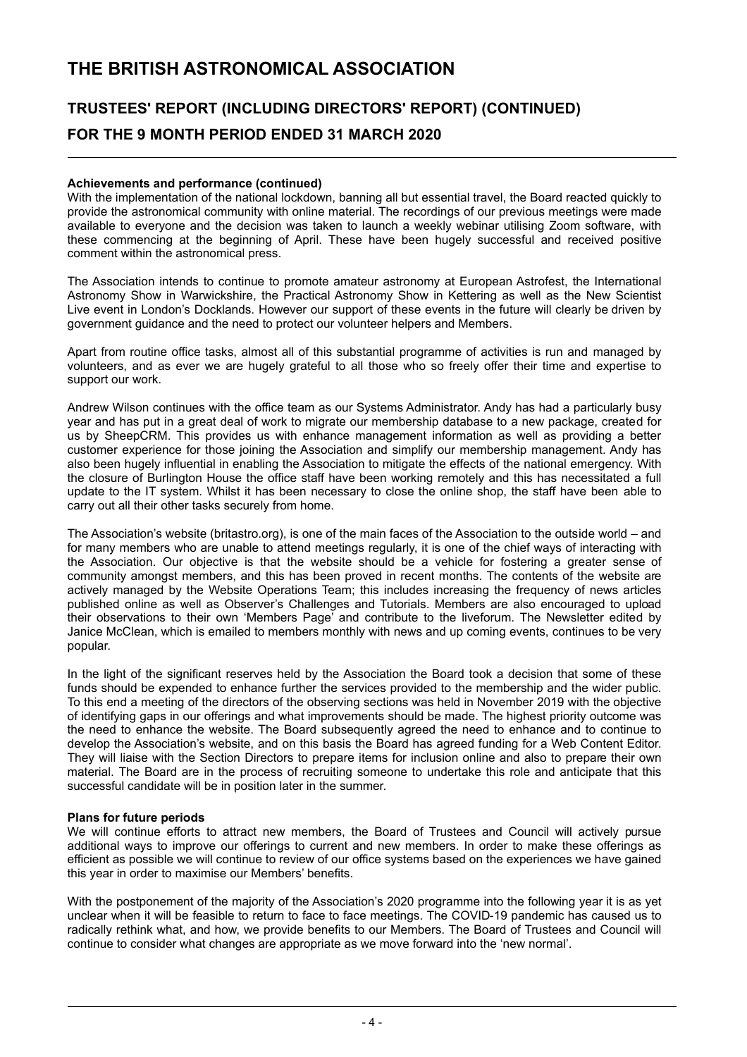# THE BRITISH ASTRONOMICAL ASSOCIATION

## TRUSTEES' REPORT (INCLUDING DIRECTORS' REPORT) (CONTINUED)
## FOR THE 9 MONTH PERIOD ENDED 31 MARCH 2020

**Achievements and performance (continued)**

With the implementation of the national lockdown, banning all but essential travel, the Board reacted quickly to provide the astronomical community with online material. The recordings of our previous meetings were made available to everyone and the decision was taken to launch a weekly webinar utilising Zoom software, with these commencing at the beginning of April. These have been hugely successful and received positive comment within the astronomical press.

The Association intends to continue to promote amateur astronomy at European Astrofest, the International Astronomy Show in Warwickshire, the Practical Astronomy Show in Kettering as well as the New Scientist Live event in London's Docklands. However our support of these events in the future will clearly be driven by government guidance and the need to protect our volunteer helpers and Members.

Apart from routine office tasks, almost all of this substantial programme of activities is run and managed by volunteers, and as ever we are hugely grateful to all those who so freely offer their time and expertise to support our work.

Andrew Wilson continues with the office team as our Systems Administrator. Andy has had a particularly busy year and has put in a great deal of work to migrate our membership database to a new package, created for us by SheepCRM. This provides us with enhance management information as well as providing a better customer experience for those joining the Association and simplify our membership management. Andy has also been hugely influential in enabling the Association to mitigate the effects of the national emergency. With the closure of Burlington House the office staff have been working remotely and this has necessitated a full update to the IT system. Whilst it has been necessary to close the online shop, the staff have been able to carry out all their other tasks securely from home.

The Association's website (britastro.org), is one of the main faces of the Association to the outside world – and for many members who are unable to attend meetings regularly, it is one of the chief ways of interacting with the Association. Our objective is that the website should be a vehicle for fostering a greater sense of community amongst members, and this has been proved in recent months. The contents of the website are actively managed by the Website Operations Team; this includes increasing the frequency of news articles published online as well as Observer's Challenges and Tutorials. Members are also encouraged to upload their observations to their own 'Members Page' and contribute to the liveforum. The Newsletter edited by Janice McClean, which is emailed to members monthly with news and up coming events, continues to be very popular.

In the light of the significant reserves held by the Association the Board took a decision that some of these funds should be expended to enhance further the services provided to the membership and the wider public. To this end a meeting of the directors of the observing sections was held in November 2019 with the objective of identifying gaps in our offerings and what improvements should be made. The highest priority outcome was the need to enhance the website. The Board subsequently agreed the need to enhance and to continue to develop the Association's website, and on this basis the Board has agreed funding for a Web Content Editor. They will liaise with the Section Directors to prepare items for inclusion online and also to prepare their own material. The Board are in the process of recruiting someone to undertake this role and anticipate that this successful candidate will be in position later in the summer.

**Plans for future periods**

We will continue efforts to attract new members, the Board of Trustees and Council will actively pursue additional ways to improve our offerings to current and new members. In order to make these offerings as efficient as possible we will continue to review of our office systems based on the experiences we have gained this year in order to maximise our Members' benefits.

With the postponement of the majority of the Association's 2020 programme into the following year it is as yet unclear when it will be feasible to return to face to face meetings. The COVID-19 pandemic has caused us to radically rethink what, and how, we provide benefits to our Members. The Board of Trustees and Council will continue to consider what changes are appropriate as we move forward into the 'new normal'.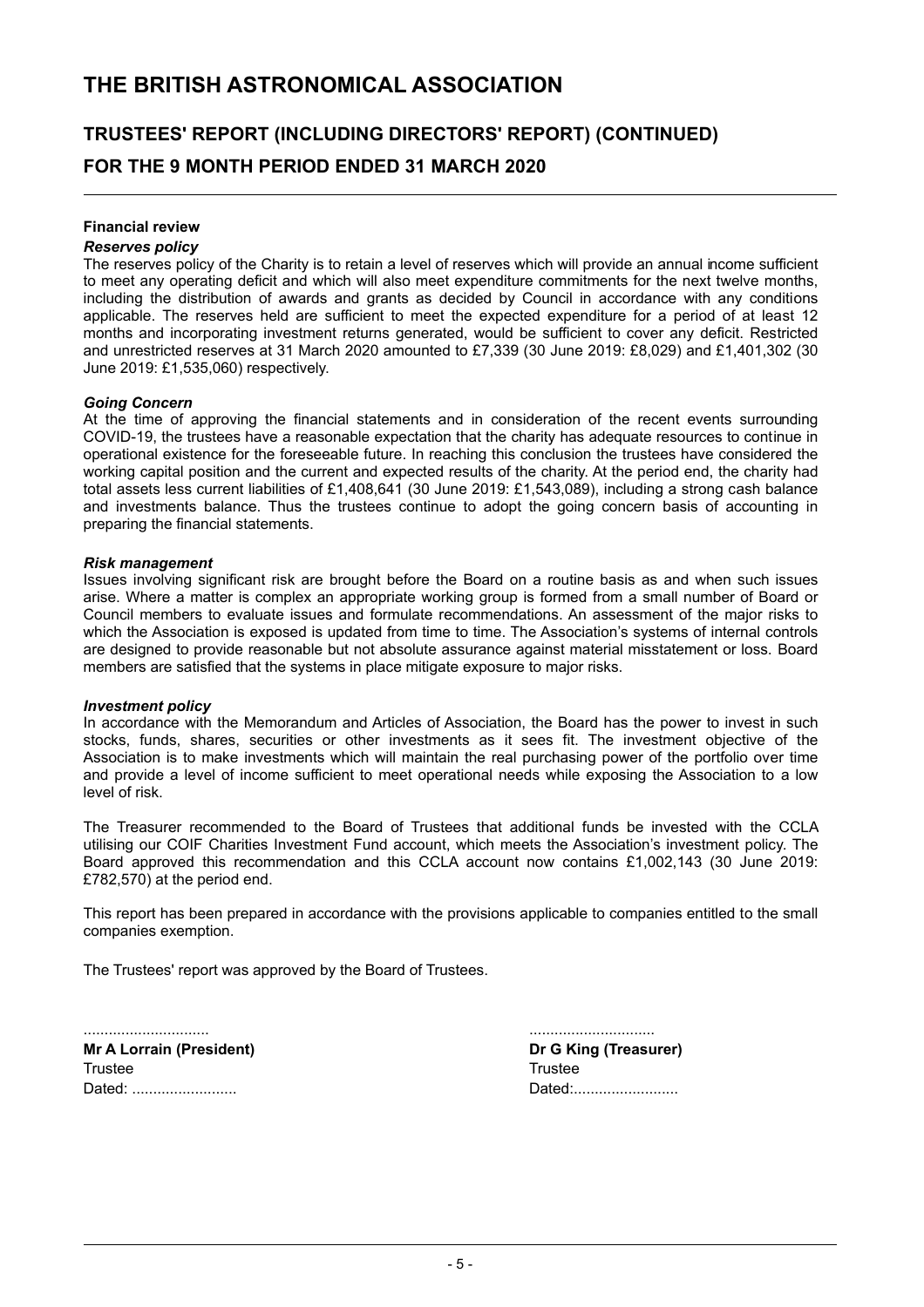# THE BRITISH ASTRONOMICAL ASSOCIATION

## TRUSTEES' REPORT (INCLUDING DIRECTORS' REPORT) (CONTINUED)

## FOR THE 9 MONTH PERIOD ENDED 31 MARCH 2020

### Financial review

***Reserves policy***

The reserves policy of the Charity is to retain a level of reserves which will provide an annual income sufficient to meet any operating deficit and which will also meet expenditure commitments for the next twelve months, including the distribution of awards and grants as decided by Council in accordance with any conditions applicable. The reserves held are sufficient to meet the expected expenditure for a period of at least 12 months and incorporating investment returns generated, would be sufficient to cover any deficit. Restricted and unrestricted reserves at 31 March 2020 amounted to £7,339 (30 June 2019: £8,029) and £1,401,302 (30 June 2019: £1,535,060) respectively.

***Going Concern***

At the time of approving the financial statements and in consideration of the recent events surrounding COVID-19, the trustees have a reasonable expectation that the charity has adequate resources to continue in operational existence for the foreseeable future. In reaching this conclusion the trustees have considered the working capital position and the current and expected results of the charity. At the period end, the charity had total assets less current liabilities of £1,408,641 (30 June 2019: £1,543,089), including a strong cash balance and investments balance. Thus the trustees continue to adopt the going concern basis of accounting in preparing the financial statements.

***Risk management***

Issues involving significant risk are brought before the Board on a routine basis as and when such issues arise. Where a matter is complex an appropriate working group is formed from a small number of Board or Council members to evaluate issues and formulate recommendations. An assessment of the major risks to which the Association is exposed is updated from time to time. The Association's systems of internal controls are designed to provide reasonable but not absolute assurance against material misstatement or loss. Board members are satisfied that the systems in place mitigate exposure to major risks.

***Investment policy***

In accordance with the Memorandum and Articles of Association, the Board has the power to invest in such stocks, funds, shares, securities or other investments as it sees fit. The investment objective of the Association is to make investments which will maintain the real purchasing power of the portfolio over time and provide a level of income sufficient to meet operational needs while exposing the Association to a low level of risk.

The Treasurer recommended to the Board of Trustees that additional funds be invested with the CCLA utilising our COIF Charities Investment Fund account, which meets the Association's investment policy. The Board approved this recommendation and this CCLA account now contains £1,002,143 (30 June 2019: £782,570) at the period end.

This report has been prepared in accordance with the provisions applicable to companies entitled to the small companies exemption.

The Trustees' report was approved by the Board of Trustees.

| .............................. | .............................. |
|---|---|
| **Mr A Lorrain (President)** | **Dr G King (Treasurer)** |
| Trustee | Trustee |
| Dated: ......................... | Dated:......................... |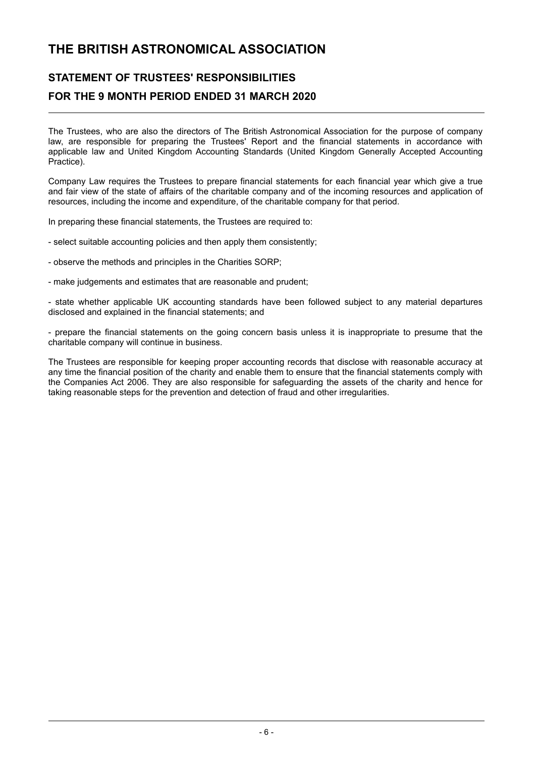# THE BRITISH ASTRONOMICAL ASSOCIATION

## STATEMENT OF TRUSTEES' RESPONSIBILITIES

## FOR THE 9 MONTH PERIOD ENDED 31 MARCH 2020

The Trustees, who are also the directors of The British Astronomical Association for the purpose of company law, are responsible for preparing the Trustees' Report and the financial statements in accordance with applicable law and United Kingdom Accounting Standards (United Kingdom Generally Accepted Accounting Practice).

Company Law requires the Trustees to prepare financial statements for each financial year which give a true and fair view of the state of affairs of the charitable company and of the incoming resources and application of resources, including the income and expenditure, of the charitable company for that period.

In preparing these financial statements, the Trustees are required to:

- select suitable accounting policies and then apply them consistently;

- observe the methods and principles in the Charities SORP;

- make judgements and estimates that are reasonable and prudent;

- state whether applicable UK accounting standards have been followed subject to any material departures disclosed and explained in the financial statements; and

- prepare the financial statements on the going concern basis unless it is inappropriate to presume that the charitable company will continue in business.

The Trustees are responsible for keeping proper accounting records that disclose with reasonable accuracy at any time the financial position of the charity and enable them to ensure that the financial statements comply with the Companies Act 2006. They are also responsible for safeguarding the assets of the charity and hence for taking reasonable steps for the prevention and detection of fraud and other irregularities.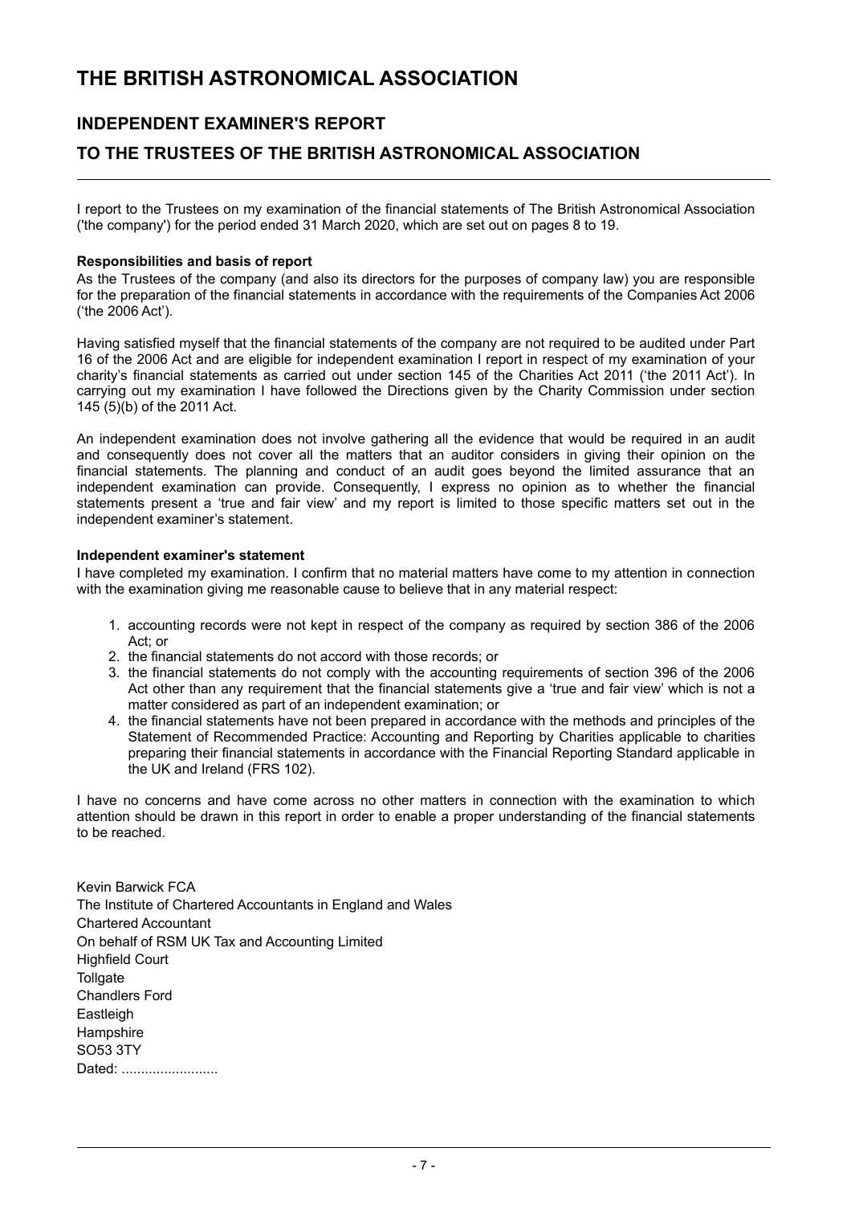# THE BRITISH ASTRONOMICAL ASSOCIATION

## INDEPENDENT EXAMINER'S REPORT

## TO THE TRUSTEES OF THE BRITISH ASTRONOMICAL ASSOCIATION

I report to the Trustees on my examination of the financial statements of The British Astronomical Association ('the company') for the period ended 31 March 2020, which are set out on pages 8 to 19.

**Responsibilities and basis of report**

As the Trustees of the company (and also its directors for the purposes of company law) you are responsible for the preparation of the financial statements in accordance with the requirements of the Companies Act 2006 ('the 2006 Act').

Having satisfied myself that the financial statements of the company are not required to be audited under Part 16 of the 2006 Act and are eligible for independent examination I report in respect of my examination of your charity's financial statements as carried out under section 145 of the Charities Act 2011 ('the 2011 Act'). In carrying out my examination I have followed the Directions given by the Charity Commission under section 145 (5)(b) of the 2011 Act.

An independent examination does not involve gathering all the evidence that would be required in an audit and consequently does not cover all the matters that an auditor considers in giving their opinion on the financial statements. The planning and conduct of an audit goes beyond the limited assurance that an independent examination can provide. Consequently, I express no opinion as to whether the financial statements present a 'true and fair view' and my report is limited to those specific matters set out in the independent examiner's statement.

**Independent examiner's statement**

I have completed my examination. I confirm that no material matters have come to my attention in connection with the examination giving me reasonable cause to believe that in any material respect:

1. accounting records were not kept in respect of the company as required by section 386 of the 2006 Act; or
2. the financial statements do not accord with those records; or
3. the financial statements do not comply with the accounting requirements of section 396 of the 2006 Act other than any requirement that the financial statements give a 'true and fair view' which is not a matter considered as part of an independent examination; or
4. the financial statements have not been prepared in accordance with the methods and principles of the Statement of Recommended Practice: Accounting and Reporting by Charities applicable to charities preparing their financial statements in accordance with the Financial Reporting Standard applicable in the UK and Ireland (FRS 102).

I have no concerns and have come across no other matters in connection with the examination to which attention should be drawn in this report in order to enable a proper understanding of the financial statements to be reached.

Kevin Barwick FCA
The Institute of Chartered Accountants in England and Wales
Chartered Accountant
On behalf of RSM UK Tax and Accounting Limited
Highfield Court
Tollgate
Chandlers Ford
Eastleigh
Hampshire
SO53 3TY
Dated: .........................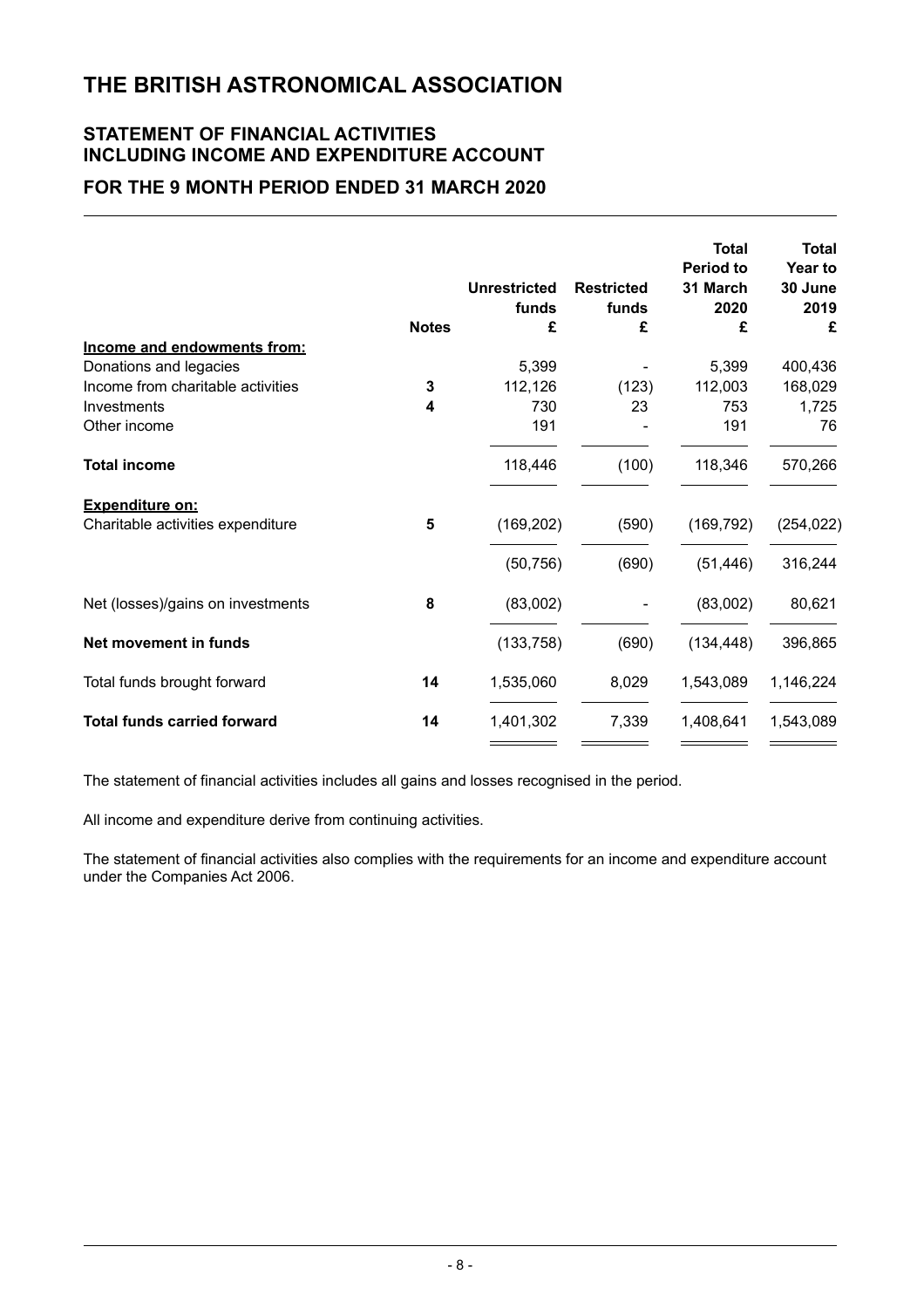# THE BRITISH ASTRONOMICAL ASSOCIATION

## STATEMENT OF FINANCIAL ACTIVITIES
## INCLUDING INCOME AND EXPENDITURE ACCOUNT

## FOR THE 9 MONTH PERIOD ENDED 31 MARCH 2020

| | Notes | Unrestricted funds £ | Restricted funds £ | Total Period to 31 March 2020 £ | Total Year to 30 June 2019 £ |
|---|---|---|---|---|---|
| **Income and endowments from:** | | | | | |
| Donations and legacies | | 5,399 | - | 5,399 | 400,436 |
| Income from charitable activities | 3 | 112,126 | (123) | 112,003 | 168,029 |
| Investments | 4 | 730 | 23 | 753 | 1,725 |
| Other income | | 191 | - | 191 | 76 |
| **Total income** | | 118,446 | (100) | 118,346 | 570,266 |
| **Expenditure on:** | | | | | |
| Charitable activities expenditure | 5 | (169,202) | (590) | (169,792) | (254,022) |
| | | (50,756) | (690) | (51,446) | 316,244 |
| Net (losses)/gains on investments | 8 | (83,002) | - | (83,002) | 80,621 |
| **Net movement in funds** | | (133,758) | (690) | (134,448) | 396,865 |
| Total funds brought forward | 14 | 1,535,060 | 8,029 | 1,543,089 | 1,146,224 |
| **Total funds carried forward** | 14 | 1,401,302 | 7,339 | 1,408,641 | 1,543,089 |

The statement of financial activities includes all gains and losses recognised in the period.

All income and expenditure derive from continuing activities.

The statement of financial activities also complies with the requirements for an income and expenditure account under the Companies Act 2006.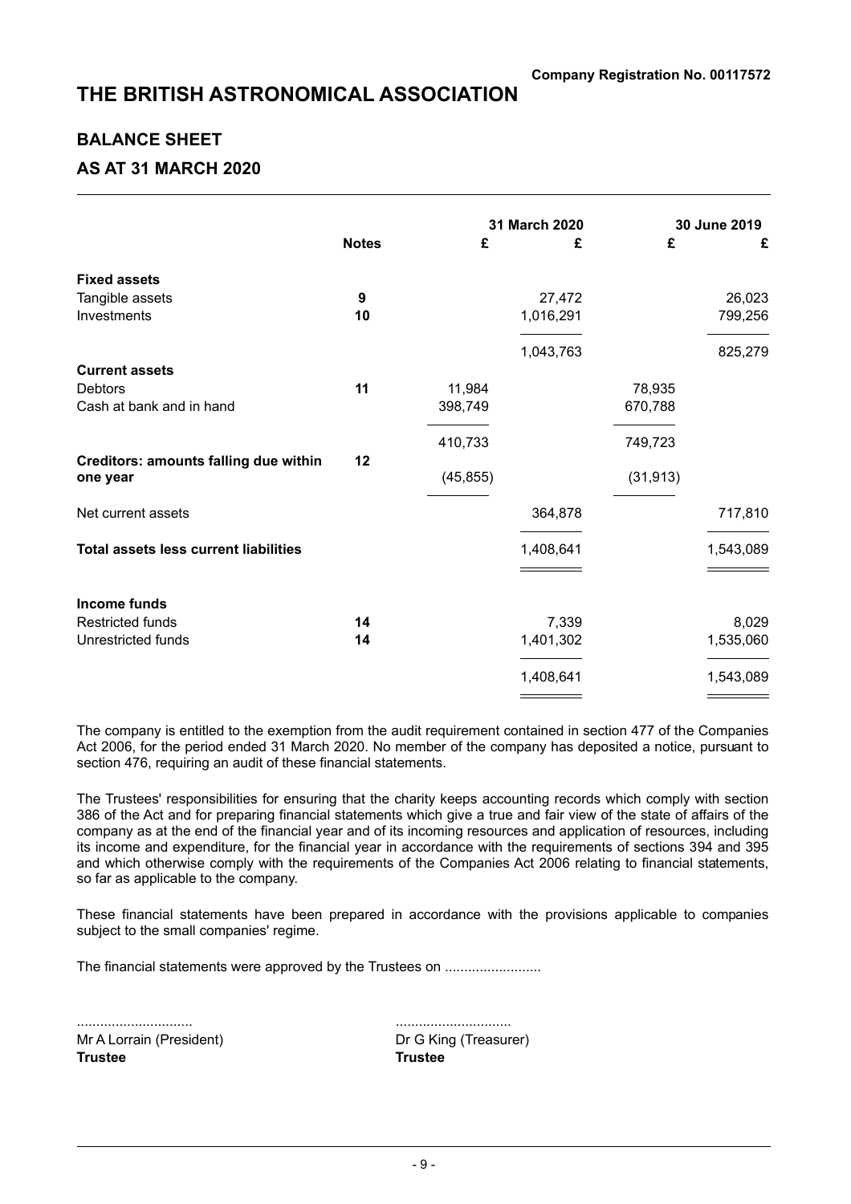Company Registration No. 00117572

# THE BRITISH ASTRONOMICAL ASSOCIATION

## BALANCE SHEET

## AS AT 31 MARCH 2020

| | Notes | 31 March 2020 £ | 31 March 2020 £ | 30 June 2019 £ | 30 June 2019 £ |
|---|---|---|---|---|---|
| **Fixed assets** | | | | | |
| Tangible assets | 9 | | 27,472 | | 26,023 |
| Investments | 10 | | 1,016,291 | | 799,256 |
| | | | 1,043,763 | | 825,279 |
| **Current assets** | | | | | |
| Debtors | 11 | 11,984 | | 78,935 | |
| Cash at bank and in hand | | 398,749 | | 670,788 | |
| | | 410,733 | | 749,723 | |
| **Creditors: amounts falling due within one year** | 12 | (45,855) | | (31,913) | |
| Net current assets | | | 364,878 | | 717,810 |
| **Total assets less current liabilities** | | | 1,408,641 | | 1,543,089 |
| **Income funds** | | | | | |
| Restricted funds | 14 | | 7,339 | | 8,029 |
| Unrestricted funds | 14 | | 1,401,302 | | 1,535,060 |
| | | | 1,408,641 | | 1,543,089 |

The company is entitled to the exemption from the audit requirement contained in section 477 of the Companies Act 2006, for the period ended 31 March 2020. No member of the company has deposited a notice, pursuant to section 476, requiring an audit of these financial statements.

The Trustees' responsibilities for ensuring that the charity keeps accounting records which comply with section 386 of the Act and for preparing financial statements which give a true and fair view of the state of affairs of the company as at the end of the financial year and of its incoming resources and application of resources, including its income and expenditure, for the financial year in accordance with the requirements of sections 394 and 395 and which otherwise comply with the requirements of the Companies Act 2006 relating to financial statements, so far as applicable to the company.

These financial statements have been prepared in accordance with the provisions applicable to companies subject to the small companies' regime.

The financial statements were approved by the Trustees on .........................

| | |
|---|---|
| ............................. | ............................. |
| Mr A Lorrain (President) | Dr G King (Treasurer) |
| **Trustee** | **Trustee** |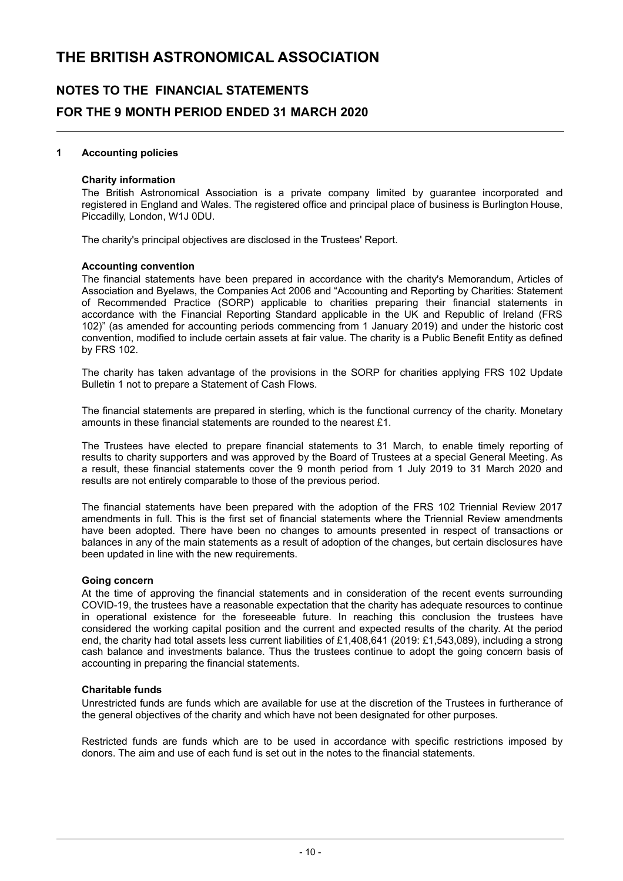# THE BRITISH ASTRONOMICAL ASSOCIATION

## NOTES TO THE FINANCIAL STATEMENTS

## FOR THE 9 MONTH PERIOD ENDED 31 MARCH 2020

### 1 Accounting policies

**Charity information**

The British Astronomical Association is a private company limited by guarantee incorporated and registered in England and Wales. The registered office and principal place of business is Burlington House, Piccadilly, London, W1J 0DU.

The charity's principal objectives are disclosed in the Trustees' Report.

**Accounting convention**

The financial statements have been prepared in accordance with the charity's Memorandum, Articles of Association and Byelaws, the Companies Act 2006 and "Accounting and Reporting by Charities: Statement of Recommended Practice (SORP) applicable to charities preparing their financial statements in accordance with the Financial Reporting Standard applicable in the UK and Republic of Ireland (FRS 102)" (as amended for accounting periods commencing from 1 January 2019) and under the historic cost convention, modified to include certain assets at fair value. The charity is a Public Benefit Entity as defined by FRS 102.

The charity has taken advantage of the provisions in the SORP for charities applying FRS 102 Update Bulletin 1 not to prepare a Statement of Cash Flows.

The financial statements are prepared in sterling, which is the functional currency of the charity. Monetary amounts in these financial statements are rounded to the nearest £1.

The Trustees have elected to prepare financial statements to 31 March, to enable timely reporting of results to charity supporters and was approved by the Board of Trustees at a special General Meeting. As a result, these financial statements cover the 9 month period from 1 July 2019 to 31 March 2020 and results are not entirely comparable to those of the previous period.

The financial statements have been prepared with the adoption of the FRS 102 Triennial Review 2017 amendments in full. This is the first set of financial statements where the Triennial Review amendments have been adopted. There have been no changes to amounts presented in respect of transactions or balances in any of the main statements as a result of adoption of the changes, but certain disclosures have been updated in line with the new requirements.

**Going concern**

At the time of approving the financial statements and in consideration of the recent events surrounding COVID-19, the trustees have a reasonable expectation that the charity has adequate resources to continue in operational existence for the foreseeable future. In reaching this conclusion the trustees have considered the working capital position and the current and expected results of the charity. At the period end, the charity had total assets less current liabilities of £1,408,641 (2019: £1,543,089), including a strong cash balance and investments balance. Thus the trustees continue to adopt the going concern basis of accounting in preparing the financial statements.

**Charitable funds**

Unrestricted funds are funds which are available for use at the discretion of the Trustees in furtherance of the general objectives of the charity and which have not been designated for other purposes.

Restricted funds are funds which are to be used in accordance with specific restrictions imposed by donors. The aim and use of each fund is set out in the notes to the financial statements.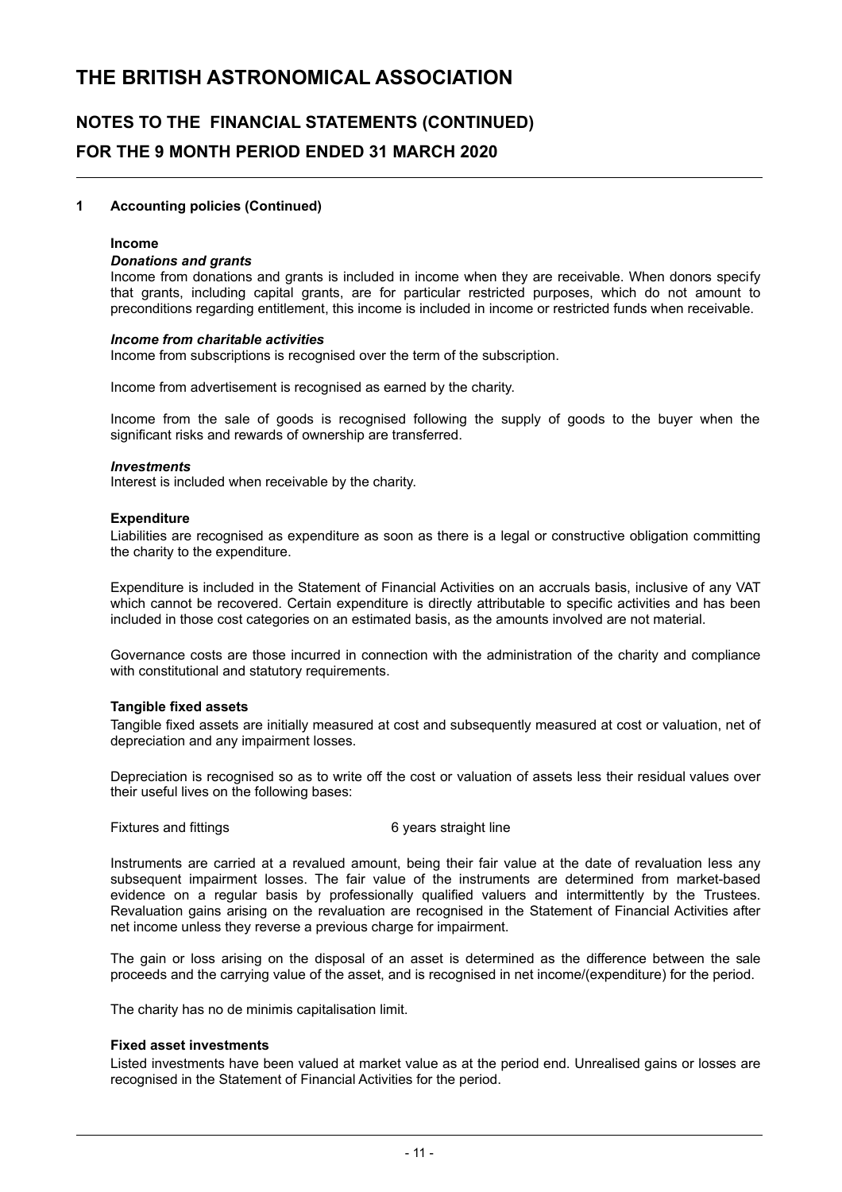# THE BRITISH ASTRONOMICAL ASSOCIATION

## NOTES TO THE FINANCIAL STATEMENTS (CONTINUED)

## FOR THE 9 MONTH PERIOD ENDED 31 MARCH 2020

### 1 Accounting policies (Continued)

**Income**

***Donations and grants***

Income from donations and grants is included in income when they are receivable. When donors specify that grants, including capital grants, are for particular restricted purposes, which do not amount to preconditions regarding entitlement, this income is included in income or restricted funds when receivable.

***Income from charitable activities***

Income from subscriptions is recognised over the term of the subscription.

Income from advertisement is recognised as earned by the charity.

Income from the sale of goods is recognised following the supply of goods to the buyer when the significant risks and rewards of ownership are transferred.

***Investments***

Interest is included when receivable by the charity.

**Expenditure**

Liabilities are recognised as expenditure as soon as there is a legal or constructive obligation committing the charity to the expenditure.

Expenditure is included in the Statement of Financial Activities on an accruals basis, inclusive of any VAT which cannot be recovered. Certain expenditure is directly attributable to specific activities and has been included in those cost categories on an estimated basis, as the amounts involved are not material.

Governance costs are those incurred in connection with the administration of the charity and compliance with constitutional and statutory requirements.

**Tangible fixed assets**

Tangible fixed assets are initially measured at cost and subsequently measured at cost or valuation, net of depreciation and any impairment losses.

Depreciation is recognised so as to write off the cost or valuation of assets less their residual values over their useful lives on the following bases:

| | |
|---|---|
| Fixtures and fittings | 6 years straight line |

Instruments are carried at a revalued amount, being their fair value at the date of revaluation less any subsequent impairment losses. The fair value of the instruments are determined from market-based evidence on a regular basis by professionally qualified valuers and intermittently by the Trustees. Revaluation gains arising on the revaluation are recognised in the Statement of Financial Activities after net income unless they reverse a previous charge for impairment.

The gain or loss arising on the disposal of an asset is determined as the difference between the sale proceeds and the carrying value of the asset, and is recognised in net income/(expenditure) for the period.

The charity has no de minimis capitalisation limit.

**Fixed asset investments**

Listed investments have been valued at market value as at the period end. Unrealised gains or losses are recognised in the Statement of Financial Activities for the period.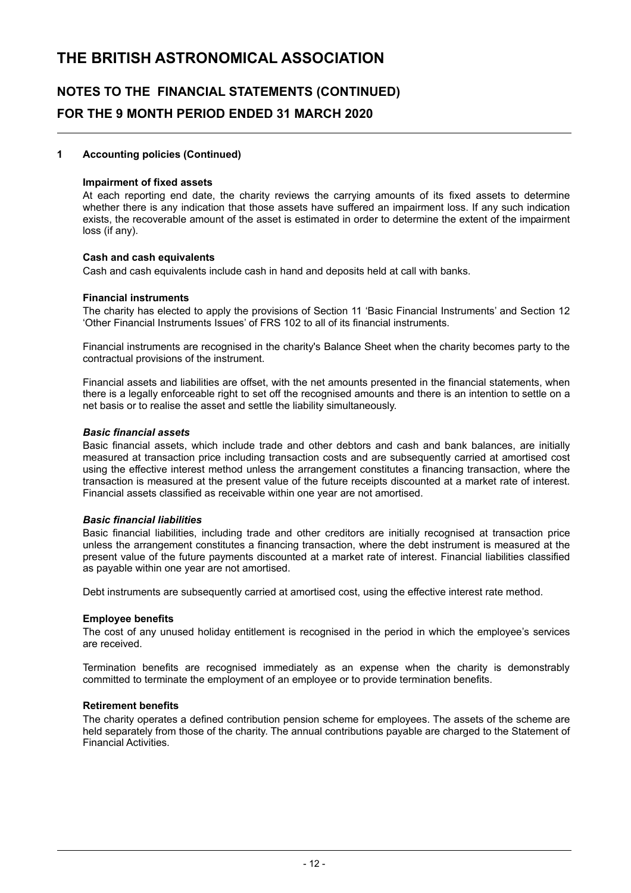# THE BRITISH ASTRONOMICAL ASSOCIATION

## NOTES TO THE FINANCIAL STATEMENTS (CONTINUED)

## FOR THE 9 MONTH PERIOD ENDED 31 MARCH 2020

### 1 Accounting policies (Continued)

**Impairment of fixed assets**

At each reporting end date, the charity reviews the carrying amounts of its fixed assets to determine whether there is any indication that those assets have suffered an impairment loss. If any such indication exists, the recoverable amount of the asset is estimated in order to determine the extent of the impairment loss (if any).

**Cash and cash equivalents**

Cash and cash equivalents include cash in hand and deposits held at call with banks.

**Financial instruments**

The charity has elected to apply the provisions of Section 11 'Basic Financial Instruments' and Section 12 'Other Financial Instruments Issues' of FRS 102 to all of its financial instruments.

Financial instruments are recognised in the charity's Balance Sheet when the charity becomes party to the contractual provisions of the instrument.

Financial assets and liabilities are offset, with the net amounts presented in the financial statements, when there is a legally enforceable right to set off the recognised amounts and there is an intention to settle on a net basis or to realise the asset and settle the liability simultaneously.

***Basic financial assets***

Basic financial assets, which include trade and other debtors and cash and bank balances, are initially measured at transaction price including transaction costs and are subsequently carried at amortised cost using the effective interest method unless the arrangement constitutes a financing transaction, where the transaction is measured at the present value of the future receipts discounted at a market rate of interest. Financial assets classified as receivable within one year are not amortised.

***Basic financial liabilities***

Basic financial liabilities, including trade and other creditors are initially recognised at transaction price unless the arrangement constitutes a financing transaction, where the debt instrument is measured at the present value of the future payments discounted at a market rate of interest. Financial liabilities classified as payable within one year are not amortised.

Debt instruments are subsequently carried at amortised cost, using the effective interest rate method.

**Employee benefits**

The cost of any unused holiday entitlement is recognised in the period in which the employee's services are received.

Termination benefits are recognised immediately as an expense when the charity is demonstrably committed to terminate the employment of an employee or to provide termination benefits.

**Retirement benefits**

The charity operates a defined contribution pension scheme for employees. The assets of the scheme are held separately from those of the charity. The annual contributions payable are charged to the Statement of Financial Activities.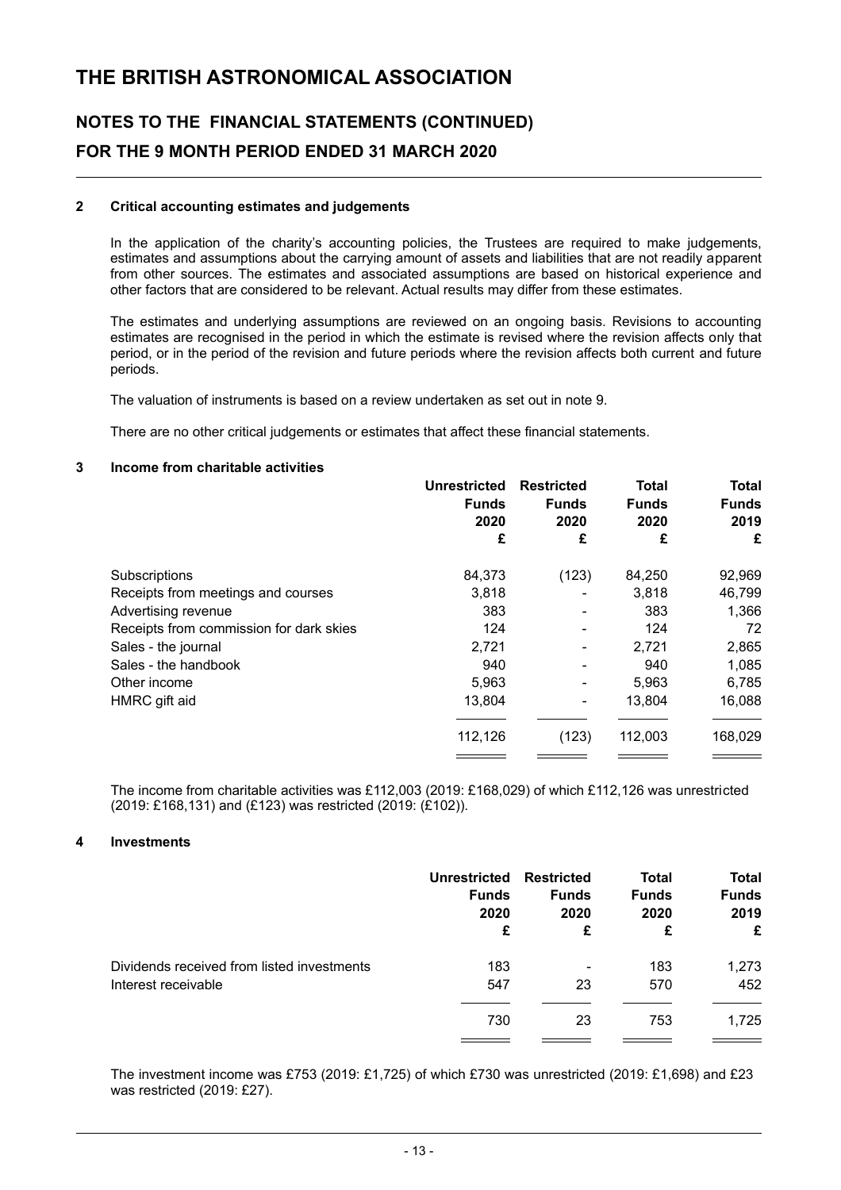# THE BRITISH ASTRONOMICAL ASSOCIATION

## NOTES TO THE FINANCIAL STATEMENTS (CONTINUED)

## FOR THE 9 MONTH PERIOD ENDED 31 MARCH 2020

### 2 Critical accounting estimates and judgements

In the application of the charity's accounting policies, the Trustees are required to make judgements, estimates and assumptions about the carrying amount of assets and liabilities that are not readily apparent from other sources. The estimates and associated assumptions are based on historical experience and other factors that are considered to be relevant. Actual results may differ from these estimates.

The estimates and underlying assumptions are reviewed on an ongoing basis. Revisions to accounting estimates are recognised in the period in which the estimate is revised where the revision affects only that period, or in the period of the revision and future periods where the revision affects both current and future periods.

The valuation of instruments is based on a review undertaken as set out in note 9.

There are no other critical judgements or estimates that affect these financial statements.

### 3 Income from charitable activities

| | Unrestricted Funds 2020 £ | Restricted Funds 2020 £ | Total Funds 2020 £ | Total Funds 2019 £ |
|---|---|---|---|---|
| Subscriptions | 84,373 | (123) | 84,250 | 92,969 |
| Receipts from meetings and courses | 3,818 | - | 3,818 | 46,799 |
| Advertising revenue | 383 | - | 383 | 1,366 |
| Receipts from commission for dark skies | 124 | - | 124 | 72 |
| Sales - the journal | 2,721 | - | 2,721 | 2,865 |
| Sales - the handbook | 940 | - | 940 | 1,085 |
| Other income | 5,963 | - | 5,963 | 6,785 |
| HMRC gift aid | 13,804 | - | 13,804 | 16,088 |
| | 112,126 | (123) | 112,003 | 168,029 |

The income from charitable activities was £112,003 (2019: £168,029) of which £112,126 was unrestricted (2019: £168,131) and (£123) was restricted (2019: (£102)).

### 4 Investments

| | Unrestricted Funds 2020 £ | Restricted Funds 2020 £ | Total Funds 2020 £ | Total Funds 2019 £ |
|---|---|---|---|---|
| Dividends received from listed investments | 183 | - | 183 | 1,273 |
| Interest receivable | 547 | 23 | 570 | 452 |
| | 730 | 23 | 753 | 1,725 |

The investment income was £753 (2019: £1,725) of which £730 was unrestricted (2019: £1,698) and £23 was restricted (2019: £27).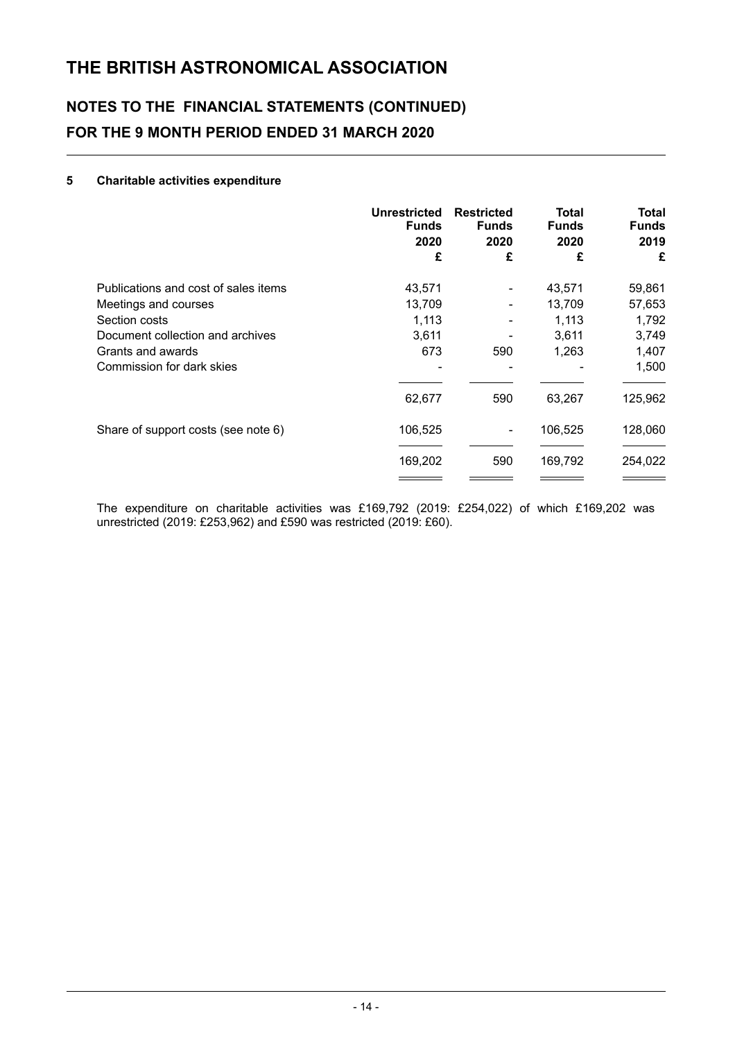# THE BRITISH ASTRONOMICAL ASSOCIATION

## NOTES TO THE FINANCIAL STATEMENTS (CONTINUED)
## FOR THE 9 MONTH PERIOD ENDED 31 MARCH 2020

### 5 Charitable activities expenditure

| | Unrestricted Funds 2020 £ | Restricted Funds 2020 £ | Total Funds 2020 £ | Total Funds 2019 £ |
|---|---|---|---|---|
| Publications and cost of sales items | 43,571 | - | 43,571 | 59,861 |
| Meetings and courses | 13,709 | - | 13,709 | 57,653 |
| Section costs | 1,113 | - | 1,113 | 1,792 |
| Document collection and archives | 3,611 | - | 3,611 | 3,749 |
| Grants and awards | 673 | 590 | 1,263 | 1,407 |
| Commission for dark skies | - | - | - | 1,500 |
| | 62,677 | 590 | 63,267 | 125,962 |
| Share of support costs (see note 6) | 106,525 | - | 106,525 | 128,060 |
| | 169,202 | 590 | 169,792 | 254,022 |

The expenditure on charitable activities was £169,792 (2019: £254,022) of which £169,202 was unrestricted (2019: £253,962) and £590 was restricted (2019: £60).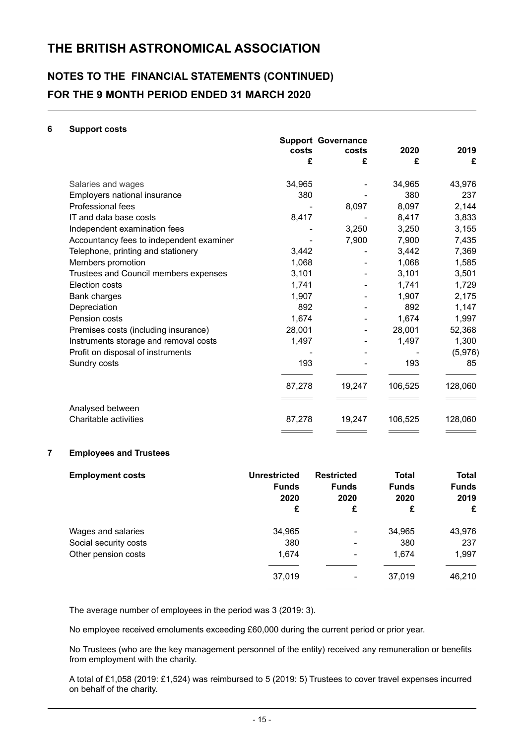# THE BRITISH ASTRONOMICAL ASSOCIATION

## NOTES TO THE FINANCIAL STATEMENTS (CONTINUED)

## FOR THE 9 MONTH PERIOD ENDED 31 MARCH 2020

### 6 Support costs

| | Support costs | Governance costs | 2020 | 2019 |
|---|---|---|---|---|
| | £ | £ | £ | £ |
| Salaries and wages | 34,965 | - | 34,965 | 43,976 |
| Employers national insurance | 380 | - | 380 | 237 |
| Professional fees | - | 8,097 | 8,097 | 2,144 |
| IT and data base costs | 8,417 | - | 8,417 | 3,833 |
| Independent examination fees | - | 3,250 | 3,250 | 3,155 |
| Accountancy fees to independent examiner | - | 7,900 | 7,900 | 7,435 |
| Telephone, printing and stationery | 3,442 | - | 3,442 | 7,369 |
| Members promotion | 1,068 | - | 1,068 | 1,585 |
| Trustees and Council members expenses | 3,101 | - | 3,101 | 3,501 |
| Election costs | 1,741 | - | 1,741 | 1,729 |
| Bank charges | 1,907 | - | 1,907 | 2,175 |
| Depreciation | 892 | - | 892 | 1,147 |
| Pension costs | 1,674 | - | 1,674 | 1,997 |
| Premises costs (including insurance) | 28,001 | - | 28,001 | 52,368 |
| Instruments storage and removal costs | 1,497 | - | 1,497 | 1,300 |
| Profit on disposal of instruments | - | - | - | (5,976) |
| Sundry costs | 193 | - | 193 | 85 |
| | 87,278 | 19,247 | 106,525 | 128,060 |
| Analysed between | | | | |
| Charitable activities | 87,278 | 19,247 | 106,525 | 128,060 |

### 7 Employees and Trustees

| Employment costs | Unrestricted Funds 2020 | Restricted Funds 2020 | Total Funds 2020 | Total Funds 2019 |
|---|---|---|---|---|
| | £ | £ | £ | £ |
| Wages and salaries | 34,965 | - | 34,965 | 43,976 |
| Social security costs | 380 | - | 380 | 237 |
| Other pension costs | 1,674 | - | 1,674 | 1,997 |
| | 37,019 | - | 37,019 | 46,210 |

The average number of employees in the period was 3 (2019: 3).

No employee received emoluments exceeding £60,000 during the current period or prior year.

No Trustees (who are the key management personnel of the entity) received any remuneration or benefits from employment with the charity.

A total of £1,058 (2019: £1,524) was reimbursed to 5 (2019: 5) Trustees to cover travel expenses incurred on behalf of the charity.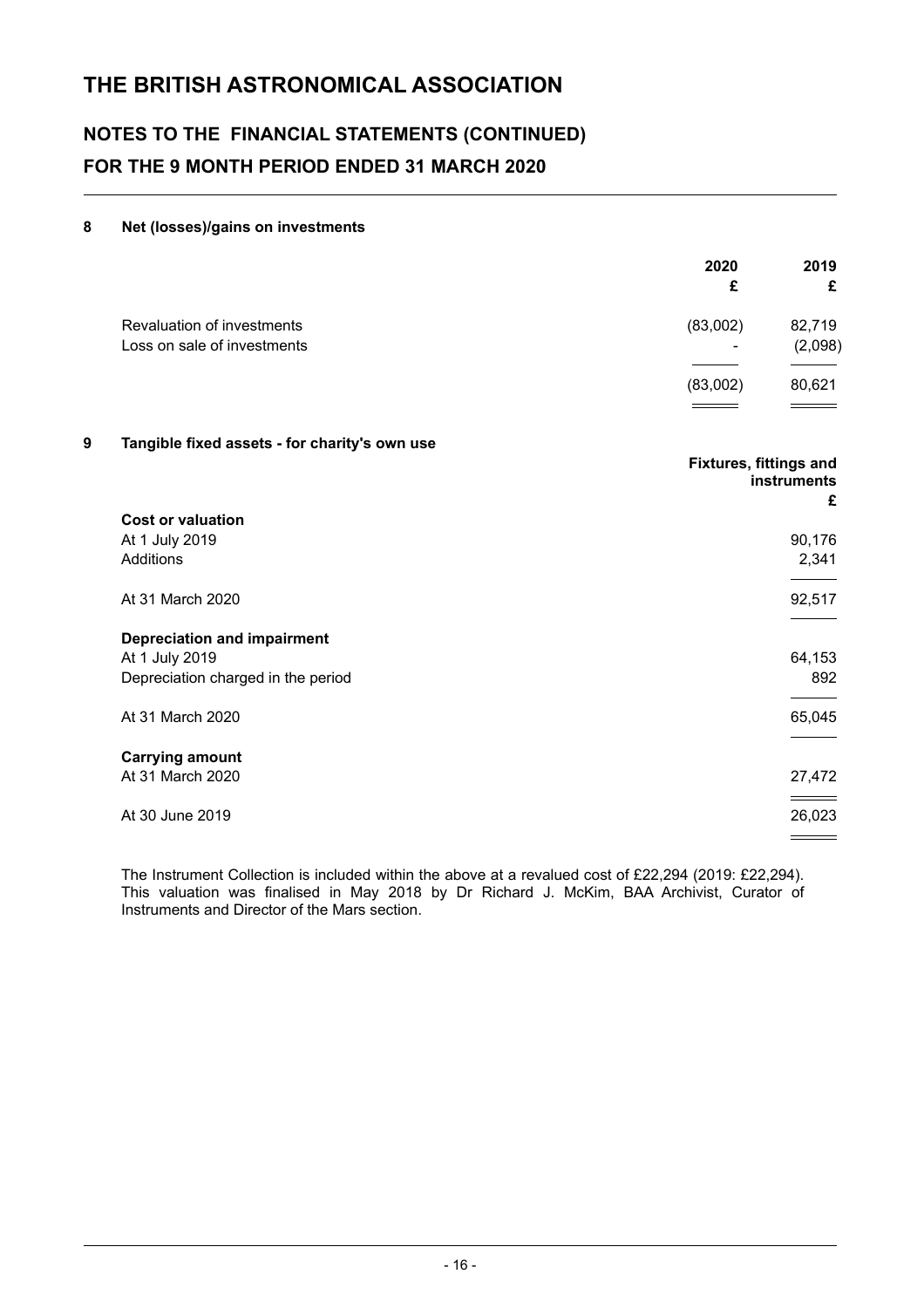# THE BRITISH ASTRONOMICAL ASSOCIATION

## NOTES TO THE FINANCIAL STATEMENTS (CONTINUED)

## FOR THE 9 MONTH PERIOD ENDED 31 MARCH 2020

### 8 Net (losses)/gains on investments

| | 2020 £ | 2019 £ |
|---|---|---|
| Revaluation of investments | (83,002) | 82,719 |
| Loss on sale of investments | - | (2,098) |
| | (83,002) | 80,621 |

### 9 Tangible fixed assets - for charity's own use

| | Fixtures, fittings and instruments £ |
|---|---|
| **Cost or valuation** | |
| At 1 July 2019 | 90,176 |
| Additions | 2,341 |
| At 31 March 2020 | 92,517 |
| **Depreciation and impairment** | |
| At 1 July 2019 | 64,153 |
| Depreciation charged in the period | 892 |
| At 31 March 2020 | 65,045 |
| **Carrying amount** | |
| At 31 March 2020 | 27,472 |
| At 30 June 2019 | 26,023 |

The Instrument Collection is included within the above at a revalued cost of £22,294 (2019: £22,294). This valuation was finalised in May 2018 by Dr Richard J. McKim, BAA Archivist, Curator of Instruments and Director of the Mars section.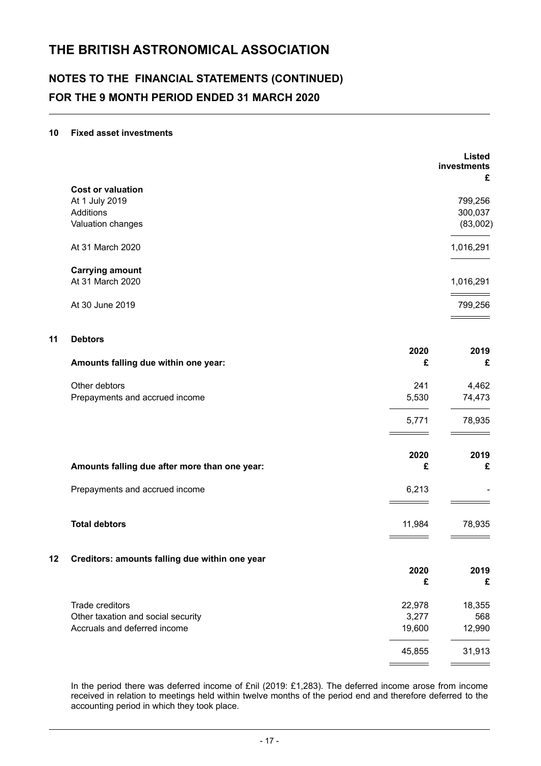# THE BRITISH ASTRONOMICAL ASSOCIATION

## NOTES TO THE FINANCIAL STATEMENTS (CONTINUED)
## FOR THE 9 MONTH PERIOD ENDED 31 MARCH 2020

### 10 Fixed asset investments

| | Listed investments |
|---|---|
| | £ |
| **Cost or valuation** | |
| At 1 July 2019 | 799,256 |
| Additions | 300,037 |
| Valuation changes | (83,002) |
| At 31 March 2020 | 1,016,291 |
| **Carrying amount** | |
| At 31 March 2020 | 1,016,291 |
| At 30 June 2019 | 799,256 |

### 11 Debtors

| Amounts falling due within one year: | 2020 £ | 2019 £ |
|---|---|---|
| Other debtors | 241 | 4,462 |
| Prepayments and accrued income | 5,530 | 74,473 |
| | 5,771 | 78,935 |

| Amounts falling due after more than one year: | 2020 £ | 2019 £ |
|---|---|---|
| Prepayments and accrued income | 6,213 | - |
| **Total debtors** | 11,984 | 78,935 |

### 12 Creditors: amounts falling due within one year

| | 2020 £ | 2019 £ |
|---|---|---|
| Trade creditors | 22,978 | 18,355 |
| Other taxation and social security | 3,277 | 568 |
| Accruals and deferred income | 19,600 | 12,990 |
| | 45,855 | 31,913 |

In the period there was deferred income of £nil (2019: £1,283). The deferred income arose from income received in relation to meetings held within twelve months of the period end and therefore deferred to the accounting period in which they took place.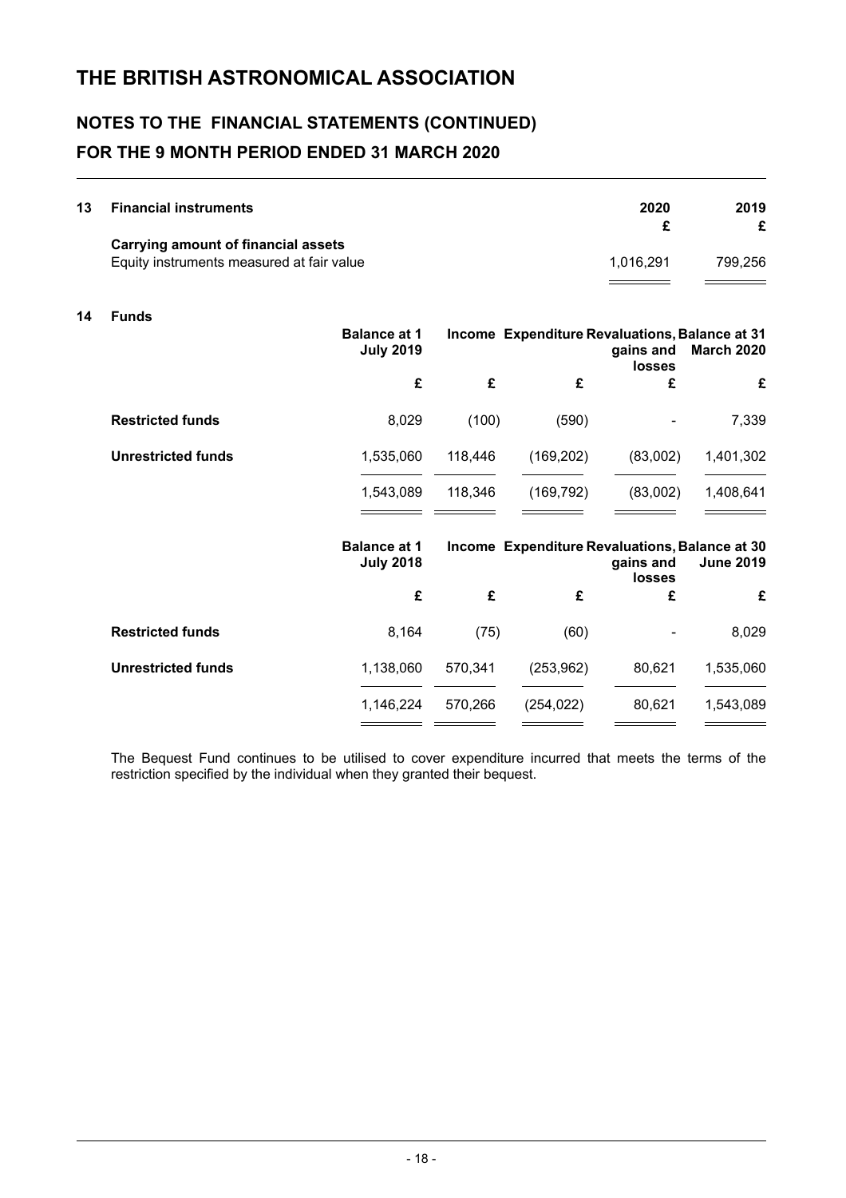# THE BRITISH ASTRONOMICAL ASSOCIATION

## NOTES TO THE FINANCIAL STATEMENTS (CONTINUED)

## FOR THE 9 MONTH PERIOD ENDED 31 MARCH 2020

### 13 Financial instruments

| | 2020 | 2019 |
|---|---|---|
| | £ | £ |
| **Carrying amount of financial assets** | | |
| Equity instruments measured at fair value | 1,016,291 | 799,256 |

### 14 Funds

| | Balance at 1 July 2019 | Income | Expenditure | Revaluations, gains and losses | Balance at 31 March 2020 |
|---|---|---|---|---|---|
| | £ | £ | £ | £ | £ |
| **Restricted funds** | 8,029 | (100) | (590) | - | 7,339 |
| **Unrestricted funds** | 1,535,060 | 118,446 | (169,202) | (83,002) | 1,401,302 |
| | 1,543,089 | 118,346 | (169,792) | (83,002) | 1,408,641 |

| | Balance at 1 July 2018 | Income | Expenditure | Revaluations, gains and losses | Balance at 30 June 2019 |
|---|---|---|---|---|---|
| | £ | £ | £ | £ | £ |
| **Restricted funds** | 8,164 | (75) | (60) | - | 8,029 |
| **Unrestricted funds** | 1,138,060 | 570,341 | (253,962) | 80,621 | 1,535,060 |
| | 1,146,224 | 570,266 | (254,022) | 80,621 | 1,543,089 |

The Bequest Fund continues to be utilised to cover expenditure incurred that meets the terms of the restriction specified by the individual when they granted their bequest.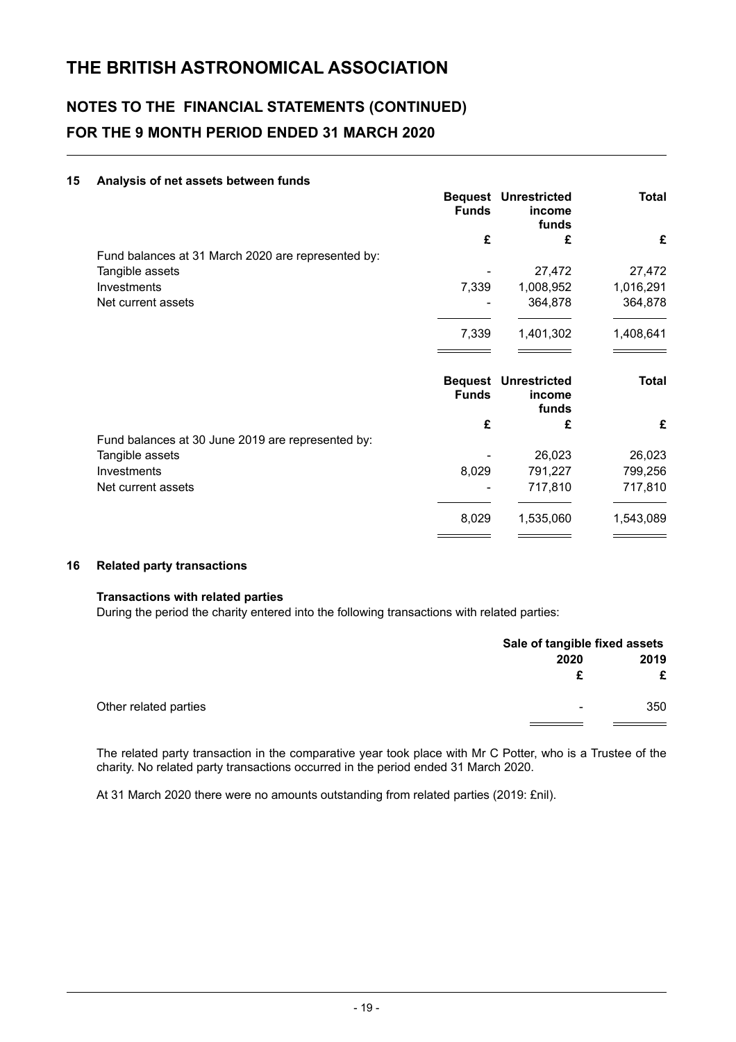# THE BRITISH ASTRONOMICAL ASSOCIATION

## NOTES TO THE FINANCIAL STATEMENTS (CONTINUED)

## FOR THE 9 MONTH PERIOD ENDED 31 MARCH 2020

### 15 Analysis of net assets between funds

| | Bequest Funds | Unrestricted income funds | Total |
|---|---|---|---|
| | £ | £ | £ |
| Fund balances at 31 March 2020 are represented by: | | | |
| Tangible assets | - | 27,472 | 27,472 |
| Investments | 7,339 | 1,008,952 | 1,016,291 |
| Net current assets | - | 364,878 | 364,878 |
| | 7,339 | 1,401,302 | 1,408,641 |

| | Bequest Funds | Unrestricted income funds | Total |
|---|---|---|---|
| | £ | £ | £ |
| Fund balances at 30 June 2019 are represented by: | | | |
| Tangible assets | - | 26,023 | 26,023 |
| Investments | 8,029 | 791,227 | 799,256 |
| Net current assets | - | 717,810 | 717,810 |
| | 8,029 | 1,535,060 | 1,543,089 |

### 16 Related party transactions

**Transactions with related parties**

During the period the charity entered into the following transactions with related parties:

| | Sale of tangible fixed assets | |
|---|---|---|
| | 2020 | 2019 |
| | £ | £ |
| Other related parties | - | 350 |

The related party transaction in the comparative year took place with Mr C Potter, who is a Trustee of the charity. No related party transactions occurred in the period ended 31 March 2020.

At 31 March 2020 there were no amounts outstanding from related parties (2019: £nil).